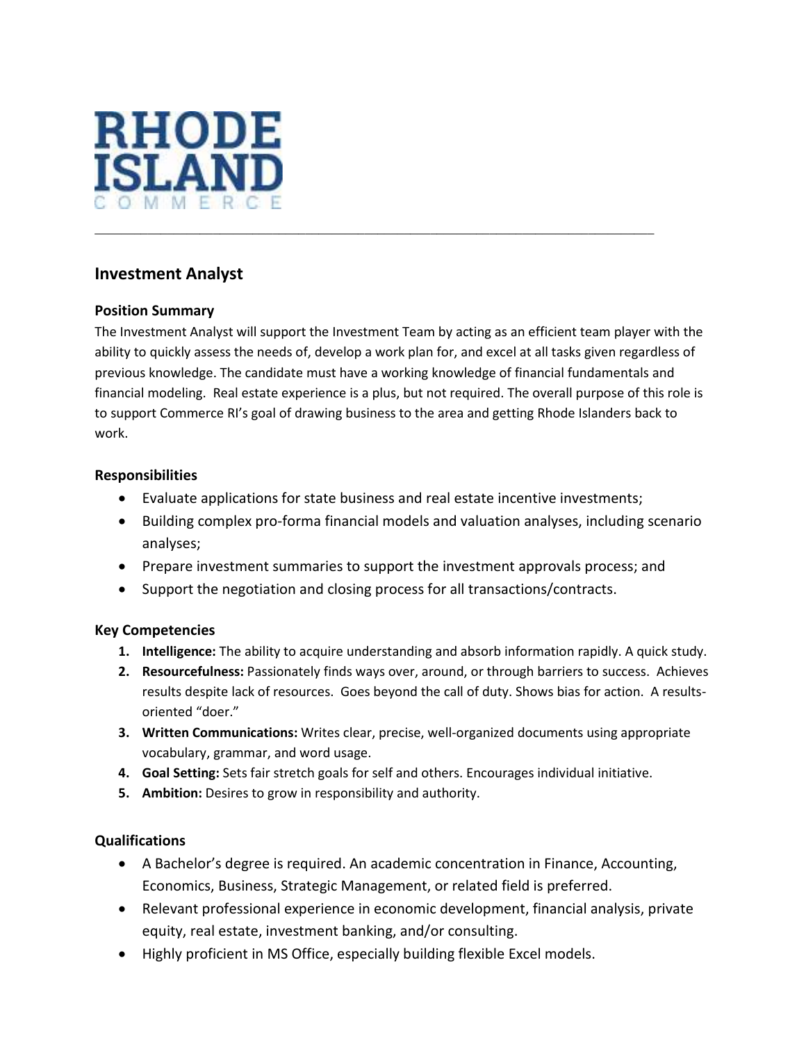RHODE ISLAND COMMERCE

---

# Investment Analyst

## Position Summary

The Investment Analyst will support the Investment Team by acting as an efficient team player with the ability to quickly assess the needs of, develop a work plan for, and excel at all tasks given regardless of previous knowledge. The candidate must have a working knowledge of financial fundamentals and financial modeling. Real estate experience is a plus, but not required. The overall purpose of this role is to support Commerce RI's goal of drawing business to the area and getting Rhode Islanders back to work.

## Responsibilities

- Evaluate applications for state business and real estate incentive investments;
- Building complex pro-forma financial models and valuation analyses, including scenario analyses;
- Prepare investment summaries to support the investment approvals process; and
- Support the negotiation and closing process for all transactions/contracts.

## Key Competencies

1. **Intelligence:** The ability to acquire understanding and absorb information rapidly. A quick study.
2. **Resourcefulness:** Passionately finds ways over, around, or through barriers to success. Achieves results despite lack of resources. Goes beyond the call of duty. Shows bias for action. A results-oriented "doer."
3. **Written Communications:** Writes clear, precise, well-organized documents using appropriate vocabulary, grammar, and word usage.
4. **Goal Setting:** Sets fair stretch goals for self and others. Encourages individual initiative.
5. **Ambition:** Desires to grow in responsibility and authority.

## Qualifications

- A Bachelor's degree is required. An academic concentration in Finance, Accounting, Economics, Business, Strategic Management, or related field is preferred.
- Relevant professional experience in economic development, financial analysis, private equity, real estate, investment banking, and/or consulting.
- Highly proficient in MS Office, especially building flexible Excel models.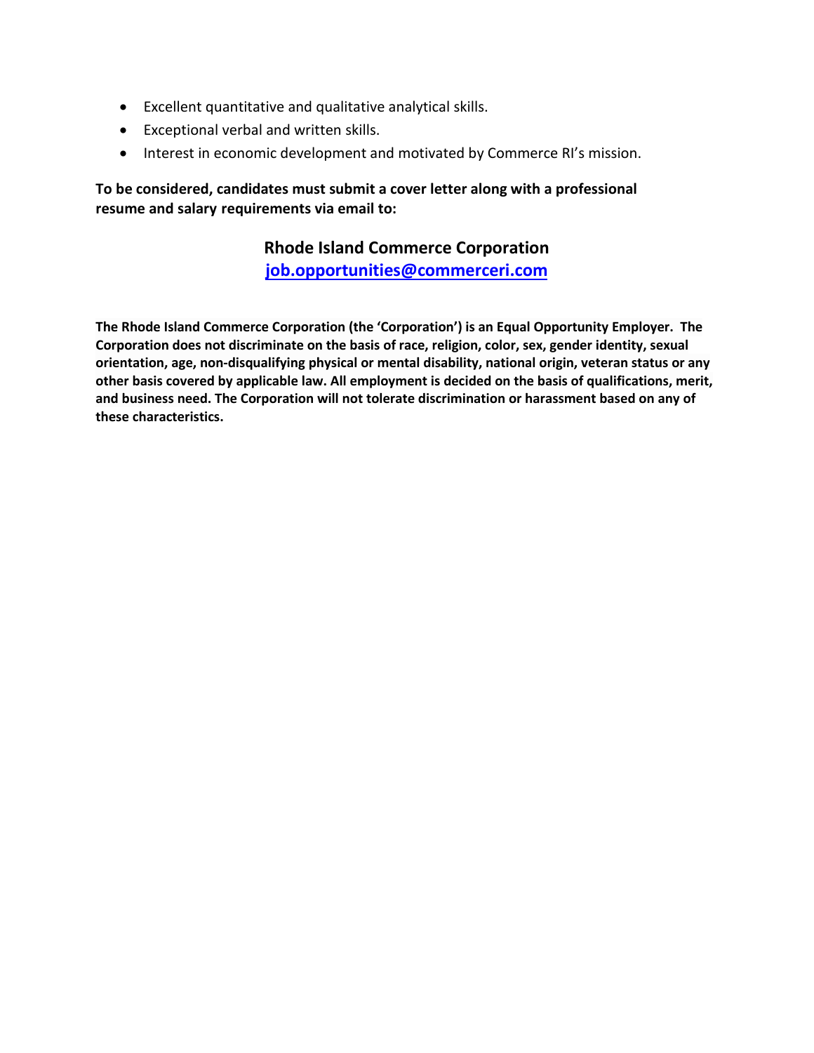- Excellent quantitative and qualitative analytical skills.
- Exceptional verbal and written skills.
- Interest in economic development and motivated by Commerce RI's mission.

**To be considered, candidates must submit a cover letter along with a professional resume and salary requirements via email to:**

**Rhode Island Commerce Corporation**
**job.opportunities@commerceri.com**

**The Rhode Island Commerce Corporation (the 'Corporation') is an Equal Opportunity Employer. The Corporation does not discriminate on the basis of race, religion, color, sex, gender identity, sexual orientation, age, non-disqualifying physical or mental disability, national origin, veteran status or any other basis covered by applicable law. All employment is decided on the basis of qualifications, merit, and business need. The Corporation will not tolerate discrimination or harassment based on any of these characteristics.**